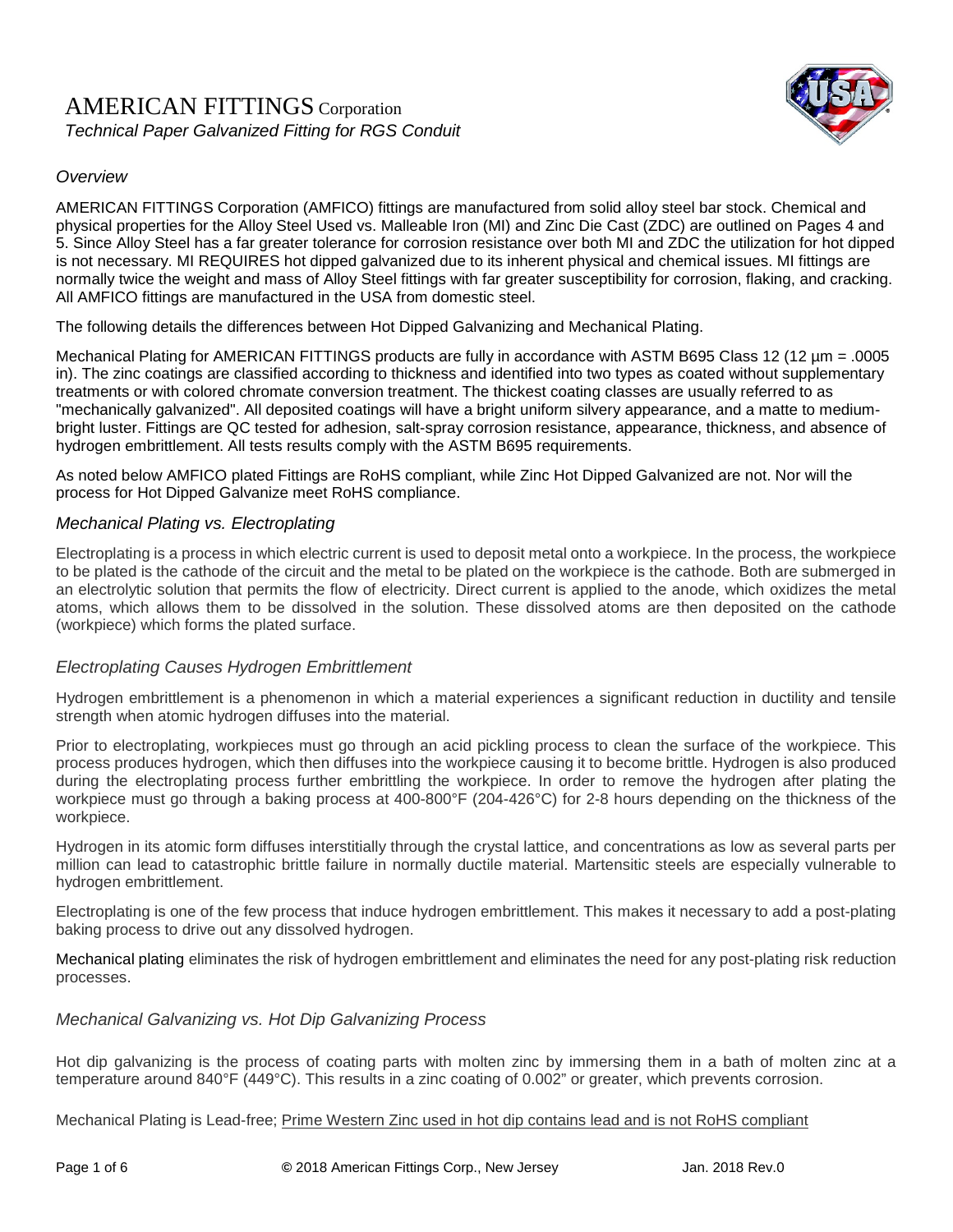# AMERICAN FITTINGS Corporation

*Technical Paper Galvanized Fitting for RGS Conduit*

## *Overview*

AMERICAN FITTINGS Corporation (AMFICO) fittings are manufactured from solid alloy steel bar stock. Chemical and physical properties for the Alloy Steel Used vs. Malleable Iron (MI) and Zinc Die Cast (ZDC) are outlined on Pages 4 and 5. Since Alloy Steel has a far greater tolerance for corrosion resistance over both MI and ZDC the utilization for hot dipped is not necessary. MI REQUIRES hot dipped galvanized due to its inherent physical and chemical issues. MI fittings are normally twice the weight and mass of Alloy Steel fittings with far greater susceptibility for corrosion, flaking, and cracking. All AMFICO fittings are manufactured in the USA from domestic steel.

The following details the differences between Hot Dipped Galvanizing and Mechanical Plating.

Mechanical Plating for AMERICAN FITTINGS products are fully in accordance with ASTM B695 Class 12 (12 µm = .0005 in). The zinc coatings are classified according to thickness and identified into two types as coated without supplementary treatments or with colored chromate conversion treatment. The thickest coating classes are usually referred to as "mechanically galvanized". All deposited coatings will have a bright uniform silvery appearance, and a matte to medium-bright luster. Fittings are QC tested for adhesion, salt-spray corrosion resistance, appearance, thickness, and absence of hydrogen embrittlement. All tests results comply with the ASTM B695 requirements.

As noted below AMFICO plated Fittings are RoHS compliant, while Zinc Hot Dipped Galvanized are not. Nor will the process for Hot Dipped Galvanize meet RoHS compliance.

## *Mechanical Plating vs. Electroplating*

Electroplating is a process in which electric current is used to deposit metal onto a workpiece. In the process, the workpiece to be plated is the cathode of the circuit and the metal to be plated on the workpiece is the cathode. Both are submerged in an electrolytic solution that permits the flow of electricity. Direct current is applied to the anode, which oxidizes the metal atoms, which allows them to be dissolved in the solution. These dissolved atoms are then deposited on the cathode (workpiece) which forms the plated surface.

## *Electroplating Causes Hydrogen Embrittlement*

Hydrogen embrittlement is a phenomenon in which a material experiences a significant reduction in ductility and tensile strength when atomic hydrogen diffuses into the material.

Prior to electroplating, workpieces must go through an acid pickling process to clean the surface of the workpiece. This process produces hydrogen, which then diffuses into the workpiece causing it to become brittle. Hydrogen is also produced during the electroplating process further embrittling the workpiece. In order to remove the hydrogen after plating the workpiece must go through a baking process at 400-800°F (204-426°C) for 2-8 hours depending on the thickness of the workpiece.

Hydrogen in its atomic form diffuses interstitially through the crystal lattice, and concentrations as low as several parts per million can lead to catastrophic brittle failure in normally ductile material. Martensitic steels are especially vulnerable to hydrogen embrittlement.

Electroplating is one of the few process that induce hydrogen embrittlement. This makes it necessary to add a post-plating baking process to drive out any dissolved hydrogen.

Mechanical plating eliminates the risk of hydrogen embrittlement and eliminates the need for any post-plating risk reduction processes.

## *Mechanical Galvanizing vs. Hot Dip Galvanizing Process*

Hot dip galvanizing is the process of coating parts with molten zinc by immersing them in a bath of molten zinc at a temperature around 840°F (449°C). This results in a zinc coating of 0.002" or greater, which prevents corrosion.

Mechanical Plating is Lead-free; Prime Western Zinc used in hot dip contains lead and is not RoHS compliant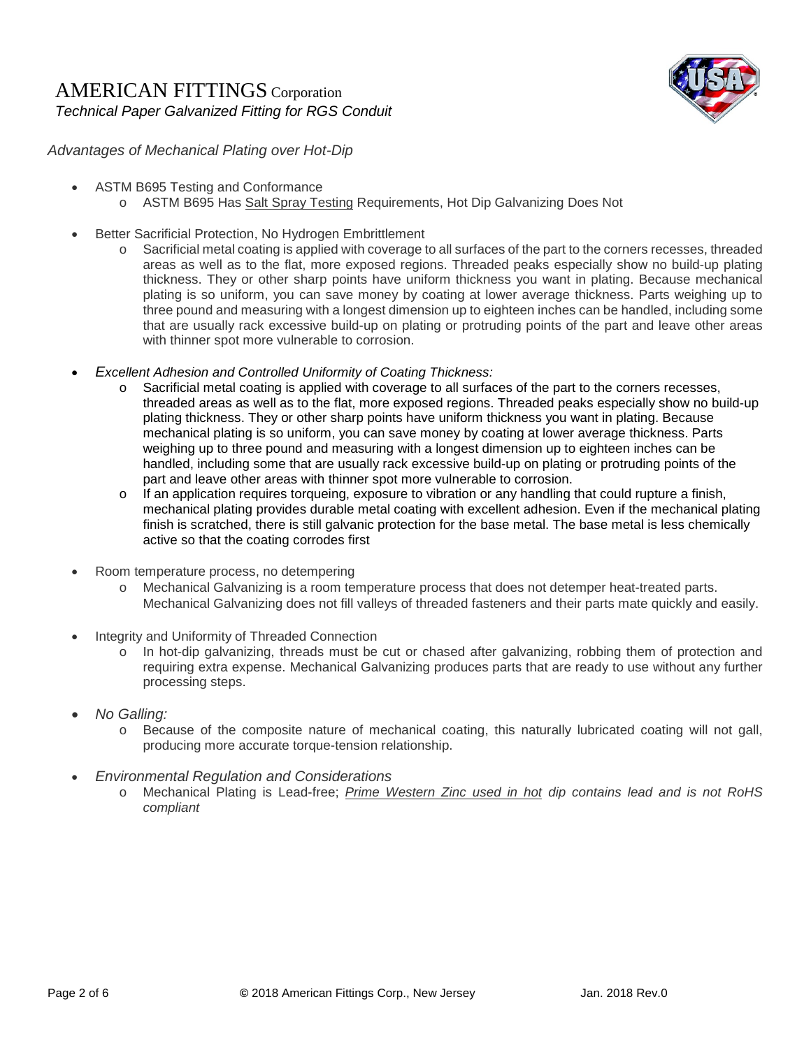# AMERICAN FITTINGS Corporation

*Technical Paper Galvanized Fitting for RGS Conduit*

*Advantages of Mechanical Plating over Hot-Dip*

- ASTM B695 Testing and Conformance
  - ASTM B695 Has Salt Spray Testing Requirements, Hot Dip Galvanizing Does Not

- Better Sacrificial Protection, No Hydrogen Embrittlement
  - Sacrificial metal coating is applied with coverage to all surfaces of the part to the corners recesses, threaded areas as well as to the flat, more exposed regions. Threaded peaks especially show no build-up plating thickness. They or other sharp points have uniform thickness you want in plating. Because mechanical plating is so uniform, you can save money by coating at lower average thickness. Parts weighing up to three pound and measuring with a longest dimension up to eighteen inches can be handled, including some that are usually rack excessive build-up on plating or protruding points of the part and leave other areas with thinner spot more vulnerable to corrosion.

- *Excellent Adhesion and Controlled Uniformity of Coating Thickness:*
  - Sacrificial metal coating is applied with coverage to all surfaces of the part to the corners recesses, threaded areas as well as to the flat, more exposed regions. Threaded peaks especially show no build-up plating thickness. They or other sharp points have uniform thickness you want in plating. Because mechanical plating is so uniform, you can save money by coating at lower average thickness. Parts weighing up to three pound and measuring with a longest dimension up to eighteen inches can be handled, including some that are usually rack excessive build-up on plating or protruding points of the part and leave other areas with thinner spot more vulnerable to corrosion.
  - If an application requires torqueing, exposure to vibration or any handling that could rupture a finish, mechanical plating provides durable metal coating with excellent adhesion. Even if the mechanical plating finish is scratched, there is still galvanic protection for the base metal. The base metal is less chemically active so that the coating corrodes first

- Room temperature process, no detempering
  - Mechanical Galvanizing is a room temperature process that does not detemper heat-treated parts. Mechanical Galvanizing does not fill valleys of threaded fasteners and their parts mate quickly and easily.

- Integrity and Uniformity of Threaded Connection
  - In hot-dip galvanizing, threads must be cut or chased after galvanizing, robbing them of protection and requiring extra expense. Mechanical Galvanizing produces parts that are ready to use without any further processing steps.

- *No Galling:*
  - Because of the composite nature of mechanical coating, this naturally lubricated coating will not gall, producing more accurate torque-tension relationship.

- *Environmental Regulation and Considerations*
  - Mechanical Plating is Lead-free; *Prime Western Zinc used in hot dip contains lead and is not RoHS compliant*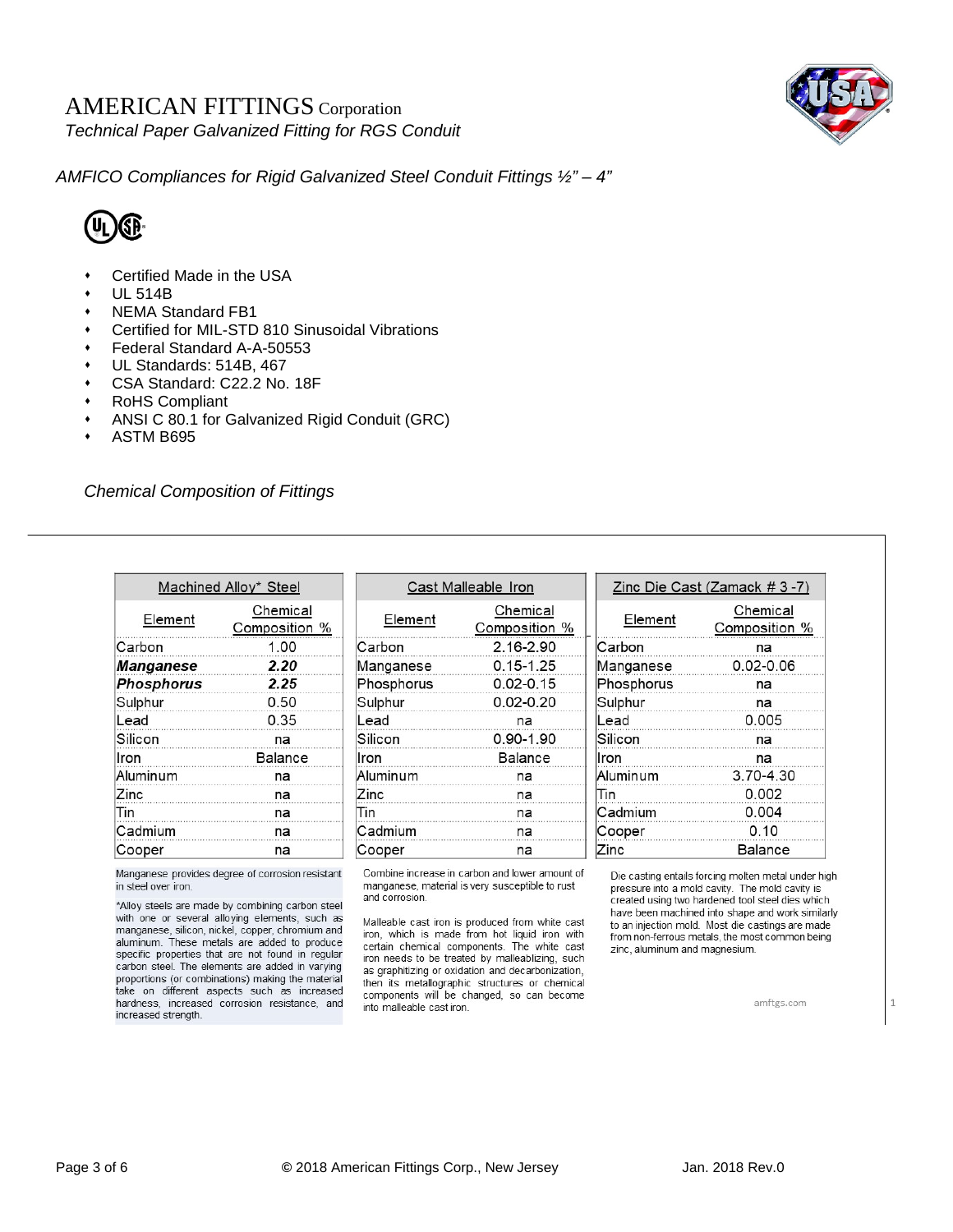# AMERICAN FITTINGS Corporation

*Technical Paper Galvanized Fitting for RGS Conduit*

*AMFICO Compliances for Rigid Galvanized Steel Conduit Fittings ½" – 4"*

- Certified Made in the USA
- UL 514B
- NEMA Standard FB1
- Certified for MIL-STD 810 Sinusoidal Vibrations
- Federal Standard A-A-50553
- UL Standards: 514B, 467
- CSA Standard: C22.2 No. 18F
- RoHS Compliant
- ANSI C 80.1 for Galvanized Rigid Conduit (GRC)
- ASTM B695

*Chemical Composition of Fittings*

| Machined Alloy* Steel | |
|---|---|
| Element | Chemical Composition % |
| Carbon | 1.00 |
| ***Manganese*** | ***2.20*** |
| ***Phosphorus*** | ***2.25*** |
| Sulphur | 0.50 |
| Lead | 0.35 |
| Silicon | na |
| Iron | Balance |
| Aluminum | na |
| Zinc | na |
| Tin | na |
| Cadmium | na |
| Cooper | na |

Manganese provides degree of corrosion resistant in steel over iron.

*Alloy steels are made by combining carbon steel with one or several alloying elements, such as manganese, silicon, nickel, copper, chromium and aluminum. These metals are added to produce specific properties that are not found in regular carbon steel. The elements are added in varying proportions (or combinations) making the material take on different aspects such as increased hardness, increased corrosion resistance, and increased strength.

| Cast Malleable Iron | |
|---|---|
| Element | Chemical Composition % |
| Carbon | 2.16-2.90 |
| Manganese | 0.15-1.25 |
| Phosphorus | 0.02-0.15 |
| Sulphur | 0.02-0.20 |
| Lead | na |
| Silicon | 0.90-1.90 |
| Iron | Balance |
| Aluminum | na |
| Zinc | na |
| Tin | na |
| Cadmium | na |
| Cooper | na |

Combine increase in carbon and lower amount of manganese, material is very susceptible to rust and corrosion.

Malleable cast iron is produced from white cast iron, which is made from hot liquid iron with certain chemical components. The white cast iron needs to be treated by malleablizing, such as graphitizing or oxidation and decarbonization, then its metallographic structures or chemical components will be changed, so can become into malleable cast iron.

| Zinc Die Cast (Zamack # 3 -7) | |
|---|---|
| Element | Chemical Composition % |
| Carbon | na |
| Manganese | 0.02-0.06 |
| Phosphorus | na |
| Sulphur | na |
| Lead | 0.005 |
| Silicon | na |
| Iron | na |
| Aluminum | 3.70-4.30 |
| Tin | 0.002 |
| Cadmium | 0.004 |
| Cooper | 0.10 |
| Zinc | Balance |

Die casting entails forcing molten metal under high pressure into a mold cavity. The mold cavity is created using two hardened tool steel dies which have been machined into shape and work similarly to an injection mold. Most die castings are made from non-ferrous metals, the most common being zinc, aluminum and magnesium.

amftgs.com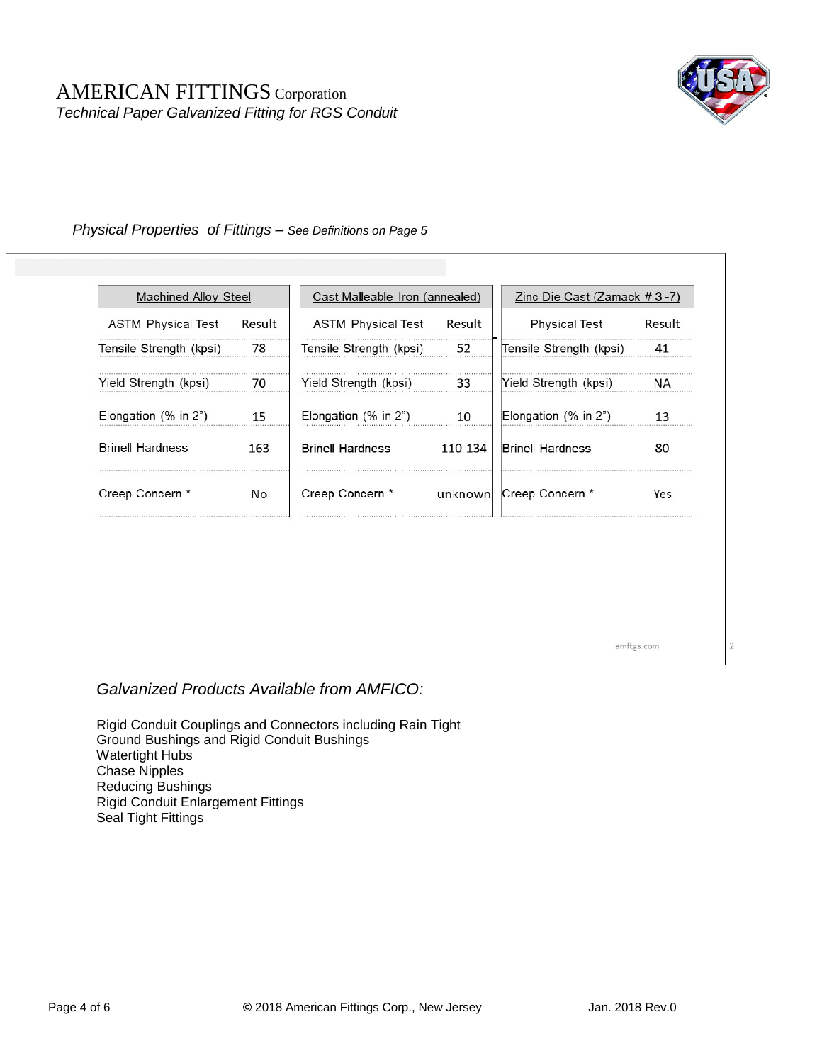*Physical Properties of Fittings – See Definitions on Page 5*

| Machined Alloy Steel | |
|---|---|
| ASTM Physical Test | Result |
| Tensile Strength (kpsi) | 78 |
| Yield Strength (kpsi) | 70 |
| Elongation (% in 2") | 15 |
| Brinell Hardness | 163 |
| Creep Concern * | No |

| Cast Malleable Iron (annealed) | |
|---|---|
| ASTM Physical Test | Result |
| Tensile Strength (kpsi) | 52 |
| Yield Strength (kpsi) | 33 |
| Elongation (% in 2") | 10 |
| Brinell Hardness | 110-134 |
| Creep Concern * | unknown |

| Zinc Die Cast (Zamack # 3 -7) | |
|---|---|
| Physical Test | Result |
| Tensile Strength (kpsi) | 41 |
| Yield Strength (kpsi) | NA |
| Elongation (% in 2") | 13 |
| Brinell Hardness | 80 |
| Creep Concern * | Yes |

amftgs.com

## *Galvanized Products Available from AMFICO:*

Rigid Conduit Couplings and Connectors including Rain Tight
Ground Bushings and Rigid Conduit Bushings
Watertight Hubs
Chase Nipples
Reducing Bushings
Rigid Conduit Enlargement Fittings
Seal Tight Fittings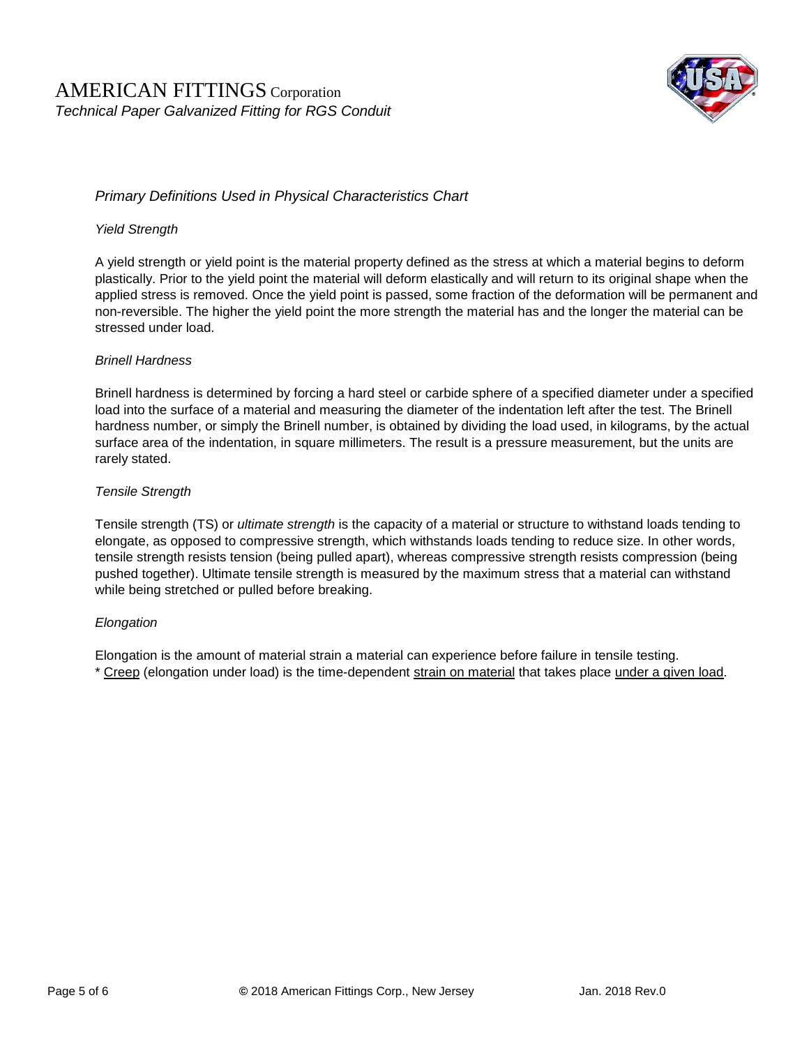*Primary Definitions Used in Physical Characteristics Chart*

*Yield Strength*

A yield strength or yield point is the material property defined as the stress at which a material begins to deform plastically. Prior to the yield point the material will deform elastically and will return to its original shape when the applied stress is removed. Once the yield point is passed, some fraction of the deformation will be permanent and non-reversible. The higher the yield point the more strength the material has and the longer the material can be stressed under load.

*Brinell Hardness*

Brinell hardness is determined by forcing a hard steel or carbide sphere of a specified diameter under a specified load into the surface of a material and measuring the diameter of the indentation left after the test. The Brinell hardness number, or simply the Brinell number, is obtained by dividing the load used, in kilograms, by the actual surface area of the indentation, in square millimeters. The result is a pressure measurement, but the units are rarely stated.

*Tensile Strength*

Tensile strength (TS) or *ultimate strength* is the capacity of a material or structure to withstand loads tending to elongate, as opposed to compressive strength, which withstands loads tending to reduce size. In other words, tensile strength resists tension (being pulled apart), whereas compressive strength resists compression (being pushed together). Ultimate tensile strength is measured by the maximum stress that a material can withstand while being stretched or pulled before breaking.

*Elongation*

Elongation is the amount of material strain a material can experience before failure in tensile testing.
* Creep (elongation under load) is the time-dependent strain on material that takes place under a given load.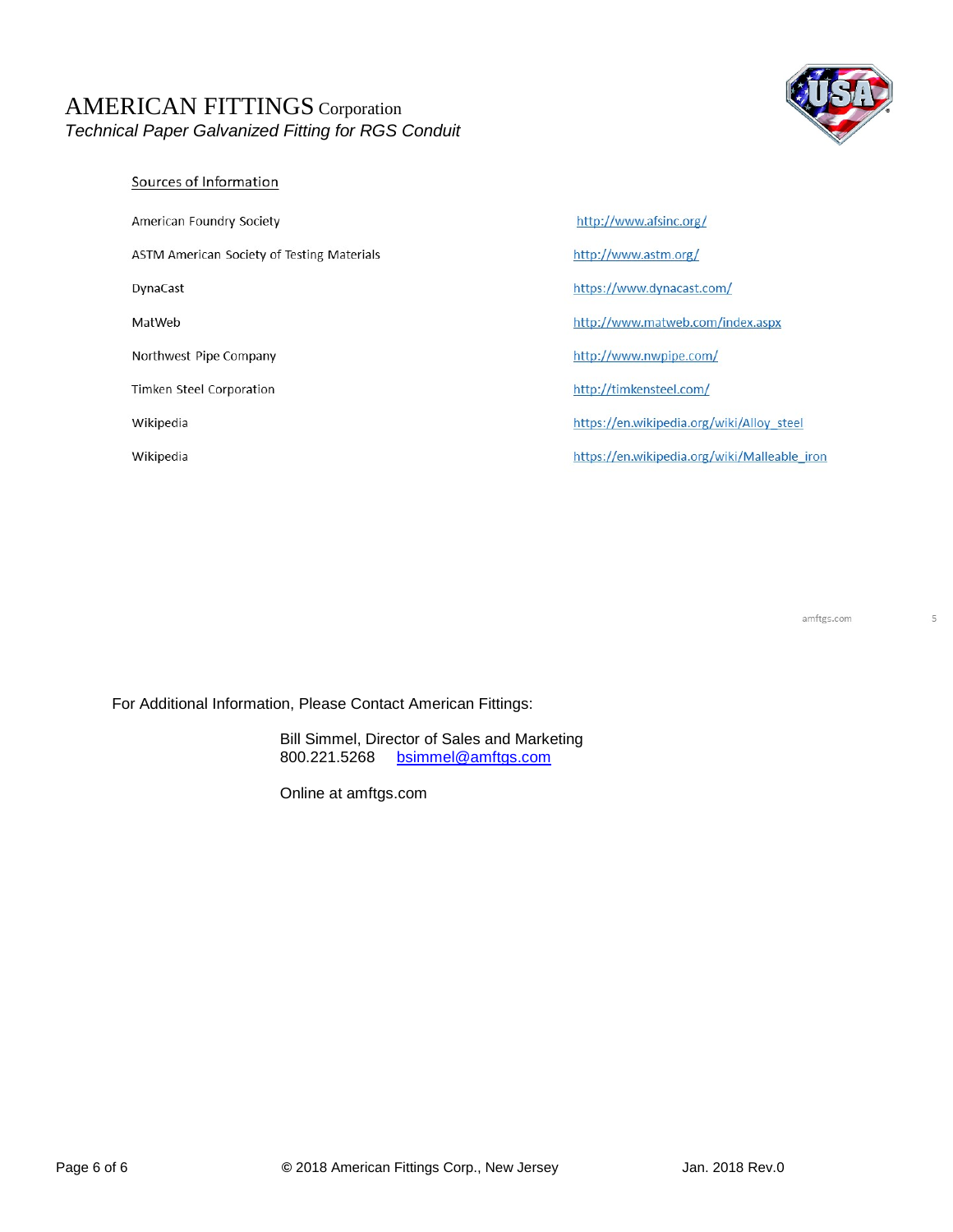## Sources of Information

| | |
|---|---|
| American Foundry Society | http://www.afsinc.org/ |
| ASTM American Society of Testing Materials | http://www.astm.org/ |
| DynaCast | https://www.dynacast.com/ |
| MatWeb | http://www.matweb.com/index.aspx |
| Northwest Pipe Company | http://www.nwpipe.com/ |
| Timken Steel Corporation | http://timkensteel.com/ |
| Wikipedia | https://en.wikipedia.org/wiki/Alloy_steel |
| Wikipedia | https://en.wikipedia.org/wiki/Malleable_iron |

For Additional Information, Please Contact American Fittings:

Bill Simmel, Director of Sales and Marketing
800.221.5268 bsimmel@amftgs.com

Online at amftgs.com